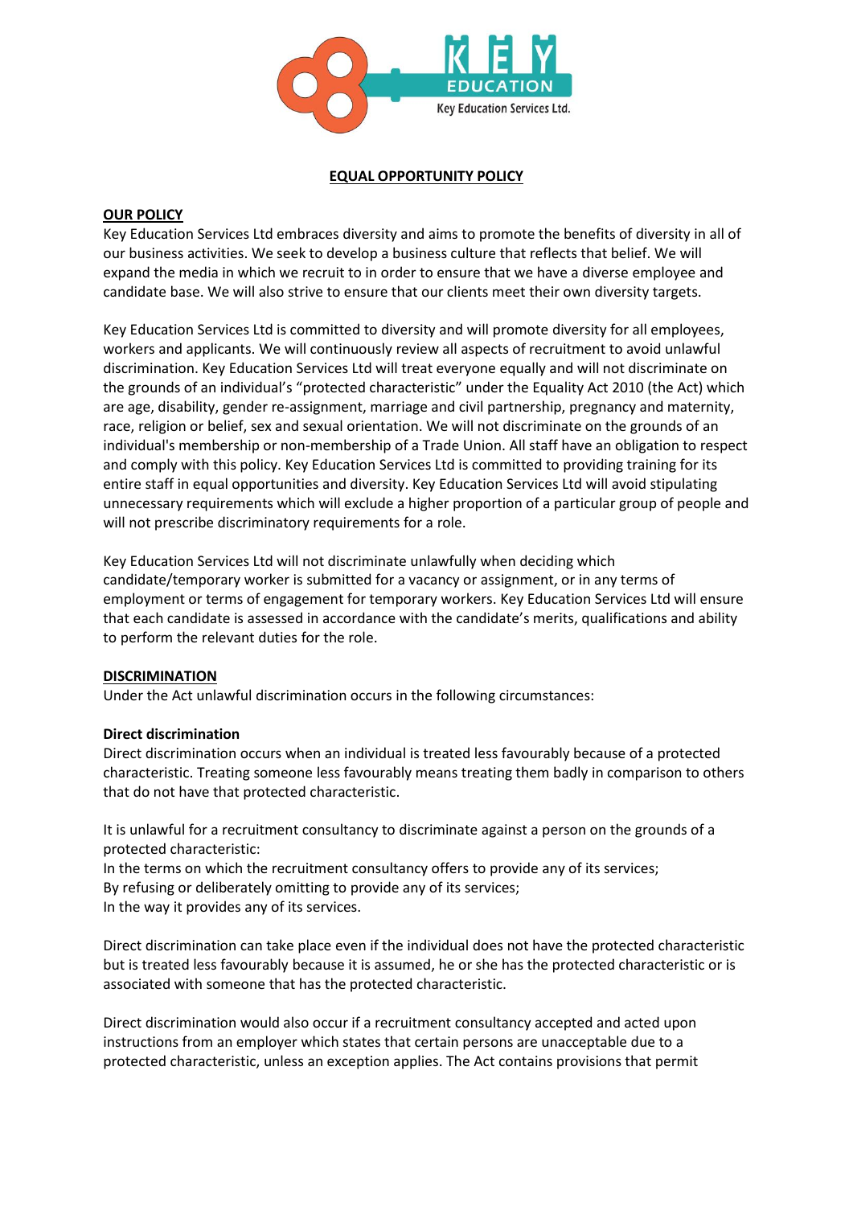# EQUAL OPPORTUNITY POLICY

## OUR POLICY

Key Education Services Ltd embraces diversity and aims to promote the benefits of diversity in all of our business activities. We seek to develop a business culture that reflects that belief. We will expand the media in which we recruit to in order to ensure that we have a diverse employee and candidate base. We will also strive to ensure that our clients meet their own diversity targets.

Key Education Services Ltd is committed to diversity and will promote diversity for all employees, workers and applicants. We will continuously review all aspects of recruitment to avoid unlawful discrimination. Key Education Services Ltd will treat everyone equally and will not discriminate on the grounds of an individual's "protected characteristic" under the Equality Act 2010 (the Act) which are age, disability, gender re-assignment, marriage and civil partnership, pregnancy and maternity, race, religion or belief, sex and sexual orientation. We will not discriminate on the grounds of an individual's membership or non-membership of a Trade Union. All staff have an obligation to respect and comply with this policy. Key Education Services Ltd is committed to providing training for its entire staff in equal opportunities and diversity. Key Education Services Ltd will avoid stipulating unnecessary requirements which will exclude a higher proportion of a particular group of people and will not prescribe discriminatory requirements for a role.

Key Education Services Ltd will not discriminate unlawfully when deciding which candidate/temporary worker is submitted for a vacancy or assignment, or in any terms of employment or terms of engagement for temporary workers. Key Education Services Ltd will ensure that each candidate is assessed in accordance with the candidate's merits, qualifications and ability to perform the relevant duties for the role.

## DISCRIMINATION

Under the Act unlawful discrimination occurs in the following circumstances:

### Direct discrimination

Direct discrimination occurs when an individual is treated less favourably because of a protected characteristic. Treating someone less favourably means treating them badly in comparison to others that do not have that protected characteristic.

It is unlawful for a recruitment consultancy to discriminate against a person on the grounds of a protected characteristic:

In the terms on which the recruitment consultancy offers to provide any of its services;
By refusing or deliberately omitting to provide any of its services;
In the way it provides any of its services.

Direct discrimination can take place even if the individual does not have the protected characteristic but is treated less favourably because it is assumed, he or she has the protected characteristic or is associated with someone that has the protected characteristic.

Direct discrimination would also occur if a recruitment consultancy accepted and acted upon instructions from an employer which states that certain persons are unacceptable due to a protected characteristic, unless an exception applies. The Act contains provisions that permit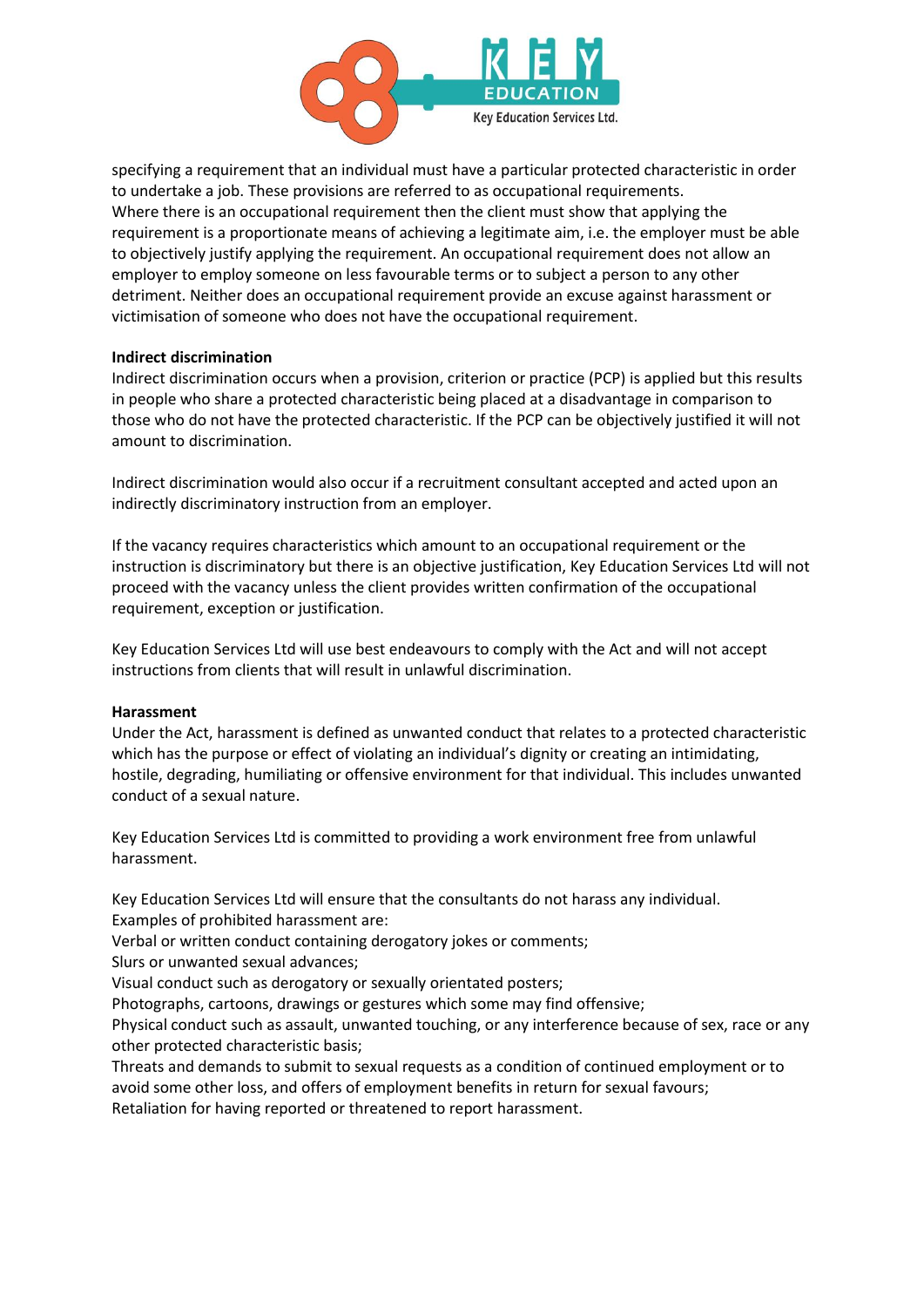specifying a requirement that an individual must have a particular protected characteristic in order to undertake a job. These provisions are referred to as occupational requirements.
Where there is an occupational requirement then the client must show that applying the requirement is a proportionate means of achieving a legitimate aim, i.e. the employer must be able to objectively justify applying the requirement. An occupational requirement does not allow an employer to employ someone on less favourable terms or to subject a person to any other detriment. Neither does an occupational requirement provide an excuse against harassment or victimisation of someone who does not have the occupational requirement.

**Indirect discrimination**
Indirect discrimination occurs when a provision, criterion or practice (PCP) is applied but this results in people who share a protected characteristic being placed at a disadvantage in comparison to those who do not have the protected characteristic. If the PCP can be objectively justified it will not amount to discrimination.

Indirect discrimination would also occur if a recruitment consultant accepted and acted upon an indirectly discriminatory instruction from an employer.

If the vacancy requires characteristics which amount to an occupational requirement or the instruction is discriminatory but there is an objective justification, Key Education Services Ltd will not proceed with the vacancy unless the client provides written confirmation of the occupational requirement, exception or justification.

Key Education Services Ltd will use best endeavours to comply with the Act and will not accept instructions from clients that will result in unlawful discrimination.

**Harassment**
Under the Act, harassment is defined as unwanted conduct that relates to a protected characteristic which has the purpose or effect of violating an individual's dignity or creating an intimidating, hostile, degrading, humiliating or offensive environment for that individual. This includes unwanted conduct of a sexual nature.

Key Education Services Ltd is committed to providing a work environment free from unlawful harassment.

Key Education Services Ltd will ensure that the consultants do not harass any individual.
Examples of prohibited harassment are:
Verbal or written conduct containing derogatory jokes or comments;
Slurs or unwanted sexual advances;
Visual conduct such as derogatory or sexually orientated posters;
Photographs, cartoons, drawings or gestures which some may find offensive;
Physical conduct such as assault, unwanted touching, or any interference because of sex, race or any other protected characteristic basis;
Threats and demands to submit to sexual requests as a condition of continued employment or to avoid some other loss, and offers of employment benefits in return for sexual favours;
Retaliation for having reported or threatened to report harassment.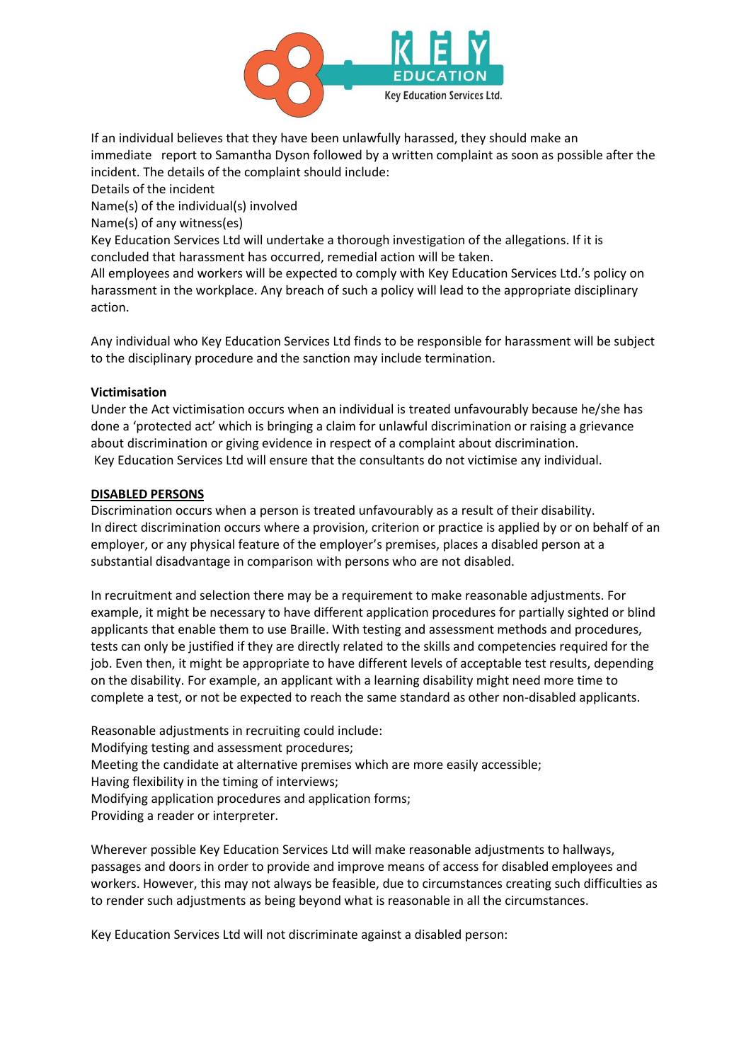If an individual believes that they have been unlawfully harassed, they should make an immediate report to Samantha Dyson followed by a written complaint as soon as possible after the incident. The details of the complaint should include:

Details of the incident

Name(s) of the individual(s) involved

Name(s) of any witness(es)

Key Education Services Ltd will undertake a thorough investigation of the allegations. If it is concluded that harassment has occurred, remedial action will be taken.

All employees and workers will be expected to comply with Key Education Services Ltd.'s policy on harassment in the workplace. Any breach of such a policy will lead to the appropriate disciplinary action.

Any individual who Key Education Services Ltd finds to be responsible for harassment will be subject to the disciplinary procedure and the sanction may include termination.

**Victimisation**

Under the Act victimisation occurs when an individual is treated unfavourably because he/she has done a 'protected act' which is bringing a claim for unlawful discrimination or raising a grievance about discrimination or giving evidence in respect of a complaint about discrimination.

Key Education Services Ltd will ensure that the consultants do not victimise any individual.

**DISABLED PERSONS**

Discrimination occurs when a person is treated unfavourably as a result of their disability.

In direct discrimination occurs where a provision, criterion or practice is applied by or on behalf of an employer, or any physical feature of the employer's premises, places a disabled person at a substantial disadvantage in comparison with persons who are not disabled.

In recruitment and selection there may be a requirement to make reasonable adjustments. For example, it might be necessary to have different application procedures for partially sighted or blind applicants that enable them to use Braille. With testing and assessment methods and procedures, tests can only be justified if they are directly related to the skills and competencies required for the job. Even then, it might be appropriate to have different levels of acceptable test results, depending on the disability. For example, an applicant with a learning disability might need more time to complete a test, or not be expected to reach the same standard as other non-disabled applicants.

Reasonable adjustments in recruiting could include:

Modifying testing and assessment procedures;

Meeting the candidate at alternative premises which are more easily accessible;

Having flexibility in the timing of interviews;

Modifying application procedures and application forms;

Providing a reader or interpreter.

Wherever possible Key Education Services Ltd will make reasonable adjustments to hallways, passages and doors in order to provide and improve means of access for disabled employees and workers. However, this may not always be feasible, due to circumstances creating such difficulties as to render such adjustments as being beyond what is reasonable in all the circumstances.

Key Education Services Ltd will not discriminate against a disabled person: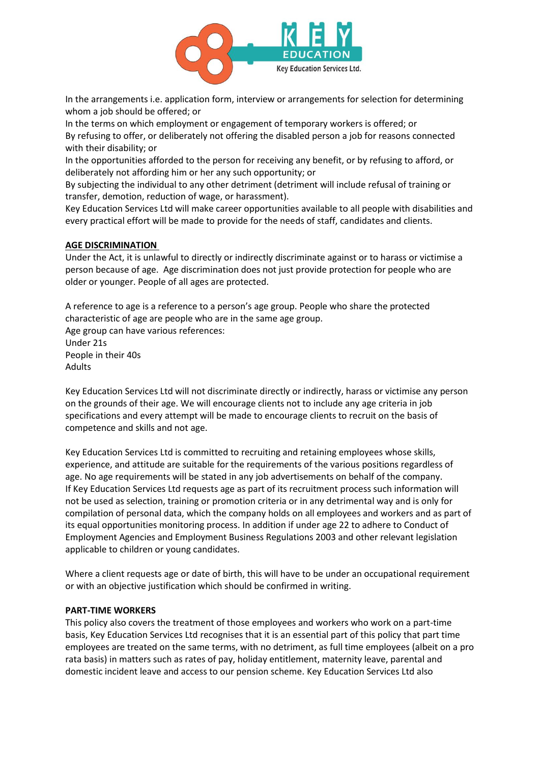In the arrangements i.e. application form, interview or arrangements for selection for determining whom a job should be offered; or

In the terms on which employment or engagement of temporary workers is offered; or

By refusing to offer, or deliberately not offering the disabled person a job for reasons connected with their disability; or

In the opportunities afforded to the person for receiving any benefit, or by refusing to afford, or deliberately not affording him or her any such opportunity; or

By subjecting the individual to any other detriment (detriment will include refusal of training or transfer, demotion, reduction of wage, or harassment).

Key Education Services Ltd will make career opportunities available to all people with disabilities and every practical effort will be made to provide for the needs of staff, candidates and clients.

**AGE DISCRIMINATION**

Under the Act, it is unlawful to directly or indirectly discriminate against or to harass or victimise a person because of age. Age discrimination does not just provide protection for people who are older or younger. People of all ages are protected.

A reference to age is a reference to a person's age group. People who share the protected characteristic of age are people who are in the same age group.

Age group can have various references:

Under 21s

People in their 40s

Adults

Key Education Services Ltd will not discriminate directly or indirectly, harass or victimise any person on the grounds of their age. We will encourage clients not to include any age criteria in job specifications and every attempt will be made to encourage clients to recruit on the basis of competence and skills and not age.

Key Education Services Ltd is committed to recruiting and retaining employees whose skills, experience, and attitude are suitable for the requirements of the various positions regardless of age. No age requirements will be stated in any job advertisements on behalf of the company. If Key Education Services Ltd requests age as part of its recruitment process such information will not be used as selection, training or promotion criteria or in any detrimental way and is only for compilation of personal data, which the company holds on all employees and workers and as part of its equal opportunities monitoring process. In addition if under age 22 to adhere to Conduct of Employment Agencies and Employment Business Regulations 2003 and other relevant legislation applicable to children or young candidates.

Where a client requests age or date of birth, this will have to be under an occupational requirement or with an objective justification which should be confirmed in writing.

**PART-TIME WORKERS**

This policy also covers the treatment of those employees and workers who work on a part-time basis, Key Education Services Ltd recognises that it is an essential part of this policy that part time employees are treated on the same terms, with no detriment, as full time employees (albeit on a pro rata basis) in matters such as rates of pay, holiday entitlement, maternity leave, parental and domestic incident leave and access to our pension scheme. Key Education Services Ltd also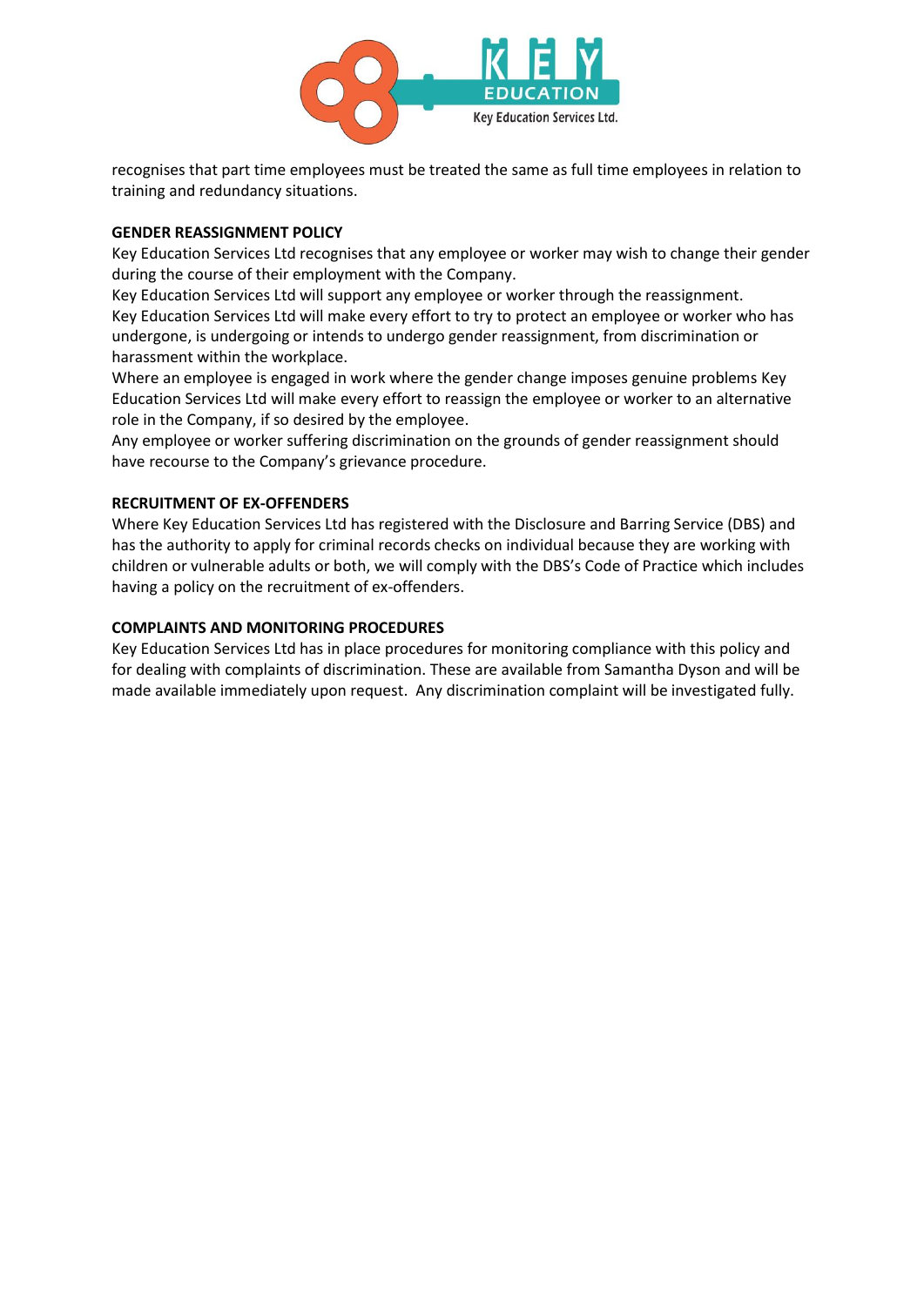recognises that part time employees must be treated the same as full time employees in relation to training and redundancy situations.

**GENDER REASSIGNMENT POLICY**

Key Education Services Ltd recognises that any employee or worker may wish to change their gender during the course of their employment with the Company.

Key Education Services Ltd will support any employee or worker through the reassignment.

Key Education Services Ltd will make every effort to try to protect an employee or worker who has undergone, is undergoing or intends to undergo gender reassignment, from discrimination or harassment within the workplace.

Where an employee is engaged in work where the gender change imposes genuine problems Key Education Services Ltd will make every effort to reassign the employee or worker to an alternative role in the Company, if so desired by the employee.

Any employee or worker suffering discrimination on the grounds of gender reassignment should have recourse to the Company's grievance procedure.

**RECRUITMENT OF EX-OFFENDERS**

Where Key Education Services Ltd has registered with the Disclosure and Barring Service (DBS) and has the authority to apply for criminal records checks on individual because they are working with children or vulnerable adults or both, we will comply with the DBS's Code of Practice which includes having a policy on the recruitment of ex-offenders.

**COMPLAINTS AND MONITORING PROCEDURES**

Key Education Services Ltd has in place procedures for monitoring compliance with this policy and for dealing with complaints of discrimination. These are available from Samantha Dyson and will be made available immediately upon request. Any discrimination complaint will be investigated fully.